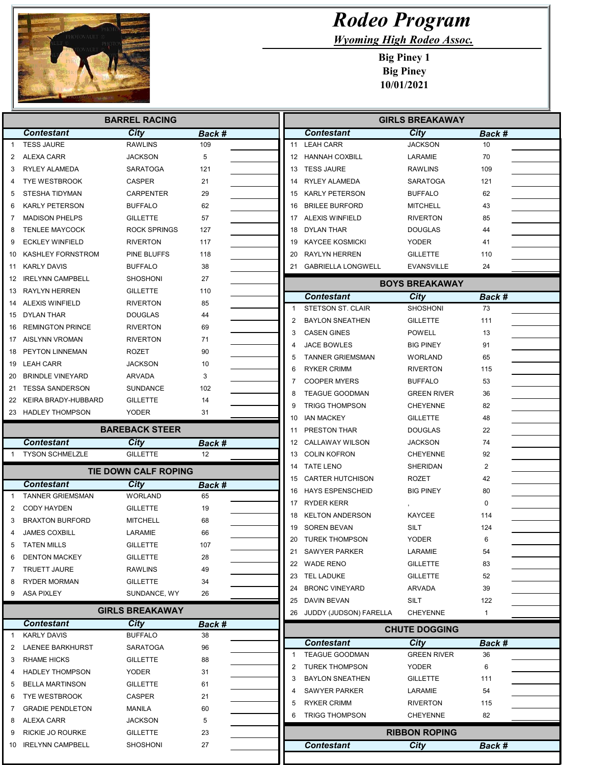# Rodeo Program

***Wyoming High Rodeo Assoc.***

**Big Piney 1**
**Big Piney**
**10/01/2021**

## BARREL RACING

| | Contestant | City | Back # | |
|---|---|---|---|---|
| 1 | TESS JAURE | RAWLINS | 109 | |
| 2 | ALEXA CARR | JACKSON | 5 | |
| 3 | RYLEY ALAMEDA | SARATOGA | 121 | |
| 4 | TYE WESTBROOK | CASPER | 21 | |
| 5 | STESHA TIDYMAN | CARPENTER | 29 | |
| 6 | KARLY PETERSON | BUFFALO | 62 | |
| 7 | MADISON PHELPS | GILLETTE | 57 | |
| 8 | TENLEE MAYCOCK | ROCK SPRINGS | 127 | |
| 9 | ECKLEY WINFIELD | RIVERTON | 117 | |
| 10 | KASHLEY FORNSTROM | PINE BLUFFS | 118 | |
| 11 | KARLY DAVIS | BUFFALO | 38 | |
| 12 | IRELYNN CAMPBELL | SHOSHONI | 27 | |
| 13 | RAYLYN HERREN | GILLETTE | 110 | |
| 14 | ALEXIS WINFIELD | RIVERTON | 85 | |
| 15 | DYLAN THAR | DOUGLAS | 44 | |
| 16 | REMINGTON PRINCE | RIVERTON | 69 | |
| 17 | AISLYNN VROMAN | RIVERTON | 71 | |
| 18 | PEYTON LINNEMAN | ROZET | 90 | |
| 19 | LEAH CARR | JACKSON | 10 | |
| 20 | BRINDLE VINEYARD | ARVADA | 3 | |
| 21 | TESSA SANDERSON | SUNDANCE | 102 | |
| 22 | KEIRA BRADY-HUBBARD | GILLETTE | 14 | |
| 23 | HADLEY THOMPSON | YODER | 31 | |

## BAREBACK STEER

| | Contestant | City | Back # | |
|---|---|---|---|---|
| 1 | TYSON SCHMELZLE | GILLETTE | 12 | |

## TIE DOWN CALF ROPING

| | Contestant | City | Back # | |
|---|---|---|---|---|
| 1 | TANNER GRIEMSMAN | WORLAND | 65 | |
| 2 | CODY HAYDEN | GILLETTE | 19 | |
| 3 | BRAXTON BURFORD | MITCHELL | 68 | |
| 4 | JAMES COXBILL | LARAMIE | 66 | |
| 5 | TATEN MILLS | GILLETTE | 107 | |
| 6 | DENTON MACKEY | GILLETTE | 28 | |
| 7 | TRUETT JAURE | RAWLINS | 49 | |
| 8 | RYDER MORMAN | GILLETTE | 34 | |
| 9 | ASA PIXLEY | SUNDANCE, WY | 26 | |

## GIRLS BREAKAWAY

| | Contestant | City | Back # | |
|---|---|---|---|---|
| 1 | KARLY DAVIS | BUFFALO | 38 | |
| 2 | LAENEE BARKHURST | SARATOGA | 96 | |
| 3 | RHAME HICKS | GILLETTE | 88 | |
| 4 | HADLEY THOMPSON | YODER | 31 | |
| 5 | BELLA MARTINSON | GILLETTE | 61 | |
| 6 | TYE WESTBROOK | CASPER | 21 | |
| 7 | GRADIE PENDLETON | MANILA | 60 | |
| 8 | ALEXA CARR | JACKSON | 5 | |
| 9 | RICKIE JO ROURKE | GILLETTE | 23 | |
| 10 | IRELYNN CAMPBELL | SHOSHONI | 27 | |
| 11 | LEAH CARR | JACKSON | 10 | |
| 12 | HANNAH COXBILL | LARAMIE | 70 | |
| 13 | TESS JAURE | RAWLINS | 109 | |
| 14 | RYLEY ALAMEDA | SARATOGA | 121 | |
| 15 | KARLY PETERSON | BUFFALO | 62 | |
| 16 | BRILEE BURFORD | MITCHELL | 43 | |
| 17 | ALEXIS WINFIELD | RIVERTON | 85 | |
| 18 | DYLAN THAR | DOUGLAS | 44 | |
| 19 | KAYCEE KOSMICKI | YODER | 41 | |
| 20 | RAYLYN HERREN | GILLETTE | 110 | |
| 21 | GABRIELLA LONGWELL | EVANSVILLE | 24 | |

## BOYS BREAKAWAY

| | Contestant | City | Back # | |
|---|---|---|---|---|
| 1 | STETSON ST. CLAIR | SHOSHONI | 73 | |
| 2 | BAYLON SNEATHEN | GILLETTE | 111 | |
| 3 | CASEN GINES | POWELL | 13 | |
| 4 | JACE BOWLES | BIG PINEY | 91 | |
| 5 | TANNER GRIEMSMAN | WORLAND | 65 | |
| 6 | RYKER CRIMM | RIVERTON | 115 | |
| 7 | COOPER MYERS | BUFFALO | 53 | |
| 8 | TEAGUE GOODMAN | GREEN RIVER | 36 | |
| 9 | TRIGG THOMPSON | CHEYENNE | 82 | |
| 10 | IAN MACKEY | GILLETTE | 48 | |
| 11 | PRESTON THAR | DOUGLAS | 22 | |
| 12 | CALLAWAY WILSON | JACKSON | 74 | |
| 13 | COLIN KOFRON | CHEYENNE | 92 | |
| 14 | TATE LENO | SHERIDAN | 2 | |
| 15 | CARTER HUTCHISON | ROZET | 42 | |
| 16 | HAYS ESPENSCHEID | BIG PINEY | 80 | |
| 17 | RYDER KERR | , | 0 | |
| 18 | KELTON ANDERSON | KAYCEE | 114 | |
| 19 | SOREN BEVAN | SILT | 124 | |
| 20 | TUREK THOMPSON | YODER | 6 | |
| 21 | SAWYER PARKER | LARAMIE | 54 | |
| 22 | WADE RENO | GILLETTE | 83 | |
| 23 | TEL LADUKE | GILLETTE | 52 | |
| 24 | BRONC VINEYARD | ARVADA | 39 | |
| 25 | DAVIN BEVAN | SILT | 122 | |
| 26 | JUDDY (JUDSON) FARELLA | CHEYENNE | 1 | |

## CHUTE DOGGING

| | Contestant | City | Back # | |
|---|---|---|---|---|
| 1 | TEAGUE GOODMAN | GREEN RIVER | 36 | |
| 2 | TUREK THOMPSON | YODER | 6 | |
| 3 | BAYLON SNEATHEN | GILLETTE | 111 | |
| 4 | SAWYER PARKER | LARAMIE | 54 | |
| 5 | RYKER CRIMM | RIVERTON | 115 | |
| 6 | TRIGG THOMPSON | CHEYENNE | 82 | |

## RIBBON ROPING

| Contestant | City | Back # |
|---|---|---|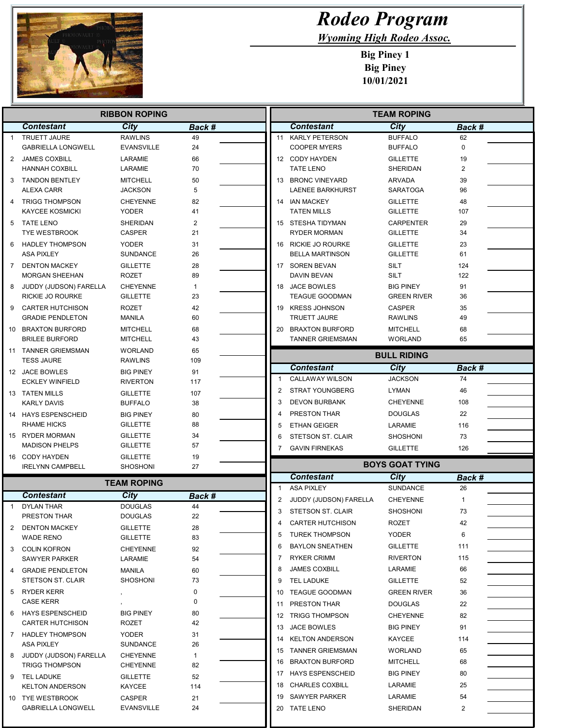# Rodeo Program

## Wyoming High Rodeo Assoc.

**Big Piney 1**
**Big Piney**
**10/01/2021**

## RIBBON ROPING

| | Contestant | City | Back # |
|---|---|---|---|
| 1 | TRUETT JAURE | RAWLINS | 49 |
| | GABRIELLA LONGWELL | EVANSVILLE | 24 |
| 2 | JAMES COXBILL | LARAMIE | 66 |
| | HANNAH COXBILL | LARAMIE | 70 |
| 3 | TANDON BENTLEY | MITCHELL | 50 |
| | ALEXA CARR | JACKSON | 5 |
| 4 | TRIGG THOMPSON | CHEYENNE | 82 |
| | KAYCEE KOSMICKI | YODER | 41 |
| 5 | TATE LENO | SHERIDAN | 2 |
| | TYE WESTBROOK | CASPER | 21 |
| 6 | HADLEY THOMPSON | YODER | 31 |
| | ASA PIXLEY | SUNDANCE | 26 |
| 7 | DENTON MACKEY | GILLETTE | 28 |
| | MORGAN SHEEHAN | ROZET | 89 |
| 8 | JUDDY (JUDSON) FARELLA | CHEYENNE | 1 |
| | RICKIE JO ROURKE | GILLETTE | 23 |
| 9 | CARTER HUTCHISON | ROZET | 42 |
| | GRADIE PENDLETON | MANILA | 60 |
| 10 | BRAXTON BURFORD | MITCHELL | 68 |
| | BRILEE BURFORD | MITCHELL | 43 |
| 11 | TANNER GRIEMSMAN | WORLAND | 65 |
| | TESS JAURE | RAWLINS | 109 |
| 12 | JACE BOWLES | BIG PINEY | 91 |
| | ECKLEY WINFIELD | RIVERTON | 117 |
| 13 | TATEN MILLS | GILLETTE | 107 |
| | KARLY DAVIS | BUFFALO | 38 |
| 14 | HAYS ESPENSCHEID | BIG PINEY | 80 |
| | RHAME HICKS | GILLETTE | 88 |
| 15 | RYDER MORMAN | GILLETTE | 34 |
| | MADISON PHELPS | GILLETTE | 57 |
| 16 | CODY HAYDEN | GILLETTE | 19 |
| | IRELYNN CAMPBELL | SHOSHONI | 27 |

## TEAM ROPING

| | Contestant | City | Back # |
|---|---|---|---|
| 1 | DYLAN THAR | DOUGLAS | 44 |
| | PRESTON THAR | DOUGLAS | 22 |
| 2 | DENTON MACKEY | GILLETTE | 28 |
| | WADE RENO | GILLETTE | 83 |
| 3 | COLIN KOFRON | CHEYENNE | 92 |
| | SAWYER PARKER | LARAMIE | 54 |
| 4 | GRADIE PENDLETON | MANILA | 60 |
| | STETSON ST. CLAIR | SHOSHONI | 73 |
| 5 | RYDER KERR | , | 0 |
| | CASE KERR | , | 0 |
| 6 | HAYS ESPENSCHEID | BIG PINEY | 80 |
| | CARTER HUTCHISON | ROZET | 42 |
| 7 | HADLEY THOMPSON | YODER | 31 |
| | ASA PIXLEY | SUNDANCE | 26 |
| 8 | JUDDY (JUDSON) FARELLA | CHEYENNE | 1 |
| | TRIGG THOMPSON | CHEYENNE | 82 |
| 9 | TEL LADUKE | GILLETTE | 52 |
| | KELTON ANDERSON | KAYCEE | 114 |
| 10 | TYE WESTBROOK | CASPER | 21 |
| | GABRIELLA LONGWELL | EVANSVILLE | 24 |
| 11 | KARLY PETERSON | BUFFALO | 62 |
| | COOPER MYERS | BUFFALO | 0 |
| 12 | CODY HAYDEN | GILLETTE | 19 |
| | TATE LENO | SHERIDAN | 2 |
| 13 | BRONC VINEYARD | ARVADA | 39 |
| | LAENEE BARKHURST | SARATOGA | 96 |
| 14 | IAN MACKEY | GILLETTE | 48 |
| | TATEN MILLS | GILLETTE | 107 |
| 15 | STESHA TIDYMAN | CARPENTER | 29 |
| | RYDER MORMAN | GILLETTE | 34 |
| 16 | RICKIE JO ROURKE | GILLETTE | 23 |
| | BELLA MARTINSON | GILLETTE | 61 |
| 17 | SOREN BEVAN | SILT | 124 |
| | DAVIN BEVAN | SILT | 122 |
| 18 | JACE BOWLES | BIG PINEY | 91 |
| | TEAGUE GOODMAN | GREEN RIVER | 36 |
| 19 | KRESS JOHNSON | CASPER | 35 |
| | TRUETT JAURE | RAWLINS | 49 |
| 20 | BRAXTON BURFORD | MITCHELL | 68 |
| | TANNER GRIEMSMAN | WORLAND | 65 |

## BULL RIDING

| | Contestant | City | Back # |
|---|---|---|---|
| 1 | CALLAWAY WILSON | JACKSON | 74 |
| 2 | STRAT YOUNGBERG | LYMAN | 46 |
| 3 | DEVON BURBANK | CHEYENNE | 108 |
| 4 | PRESTON THAR | DOUGLAS | 22 |
| 5 | ETHAN GEIGER | LARAMIE | 116 |
| 6 | STETSON ST. CLAIR | SHOSHONI | 73 |
| 7 | GAVIN FIRNEKAS | GILLETTE | 126 |

## BOYS GOAT TYING

| | Contestant | City | Back # |
|---|---|---|---|
| 1 | ASA PIXLEY | SUNDANCE | 26 |
| 2 | JUDDY (JUDSON) FARELLA | CHEYENNE | 1 |
| 3 | STETSON ST. CLAIR | SHOSHONI | 73 |
| 4 | CARTER HUTCHISON | ROZET | 42 |
| 5 | TUREK THOMPSON | YODER | 6 |
| 6 | BAYLON SNEATHEN | GILLETTE | 111 |
| 7 | RYKER CRIMM | RIVERTON | 115 |
| 8 | JAMES COXBILL | LARAMIE | 66 |
| 9 | TEL LADUKE | GILLETTE | 52 |
| 10 | TEAGUE GOODMAN | GREEN RIVER | 36 |
| 11 | PRESTON THAR | DOUGLAS | 22 |
| 12 | TRIGG THOMPSON | CHEYENNE | 82 |
| 13 | JACE BOWLES | BIG PINEY | 91 |
| 14 | KELTON ANDERSON | KAYCEE | 114 |
| 15 | TANNER GRIEMSMAN | WORLAND | 65 |
| 16 | BRAXTON BURFORD | MITCHELL | 68 |
| 17 | HAYS ESPENSCHEID | BIG PINEY | 80 |
| 18 | CHARLES COXBILL | LARAMIE | 25 |
| 19 | SAWYER PARKER | LARAMIE | 54 |
| 20 | TATE LENO | SHERIDAN | 2 |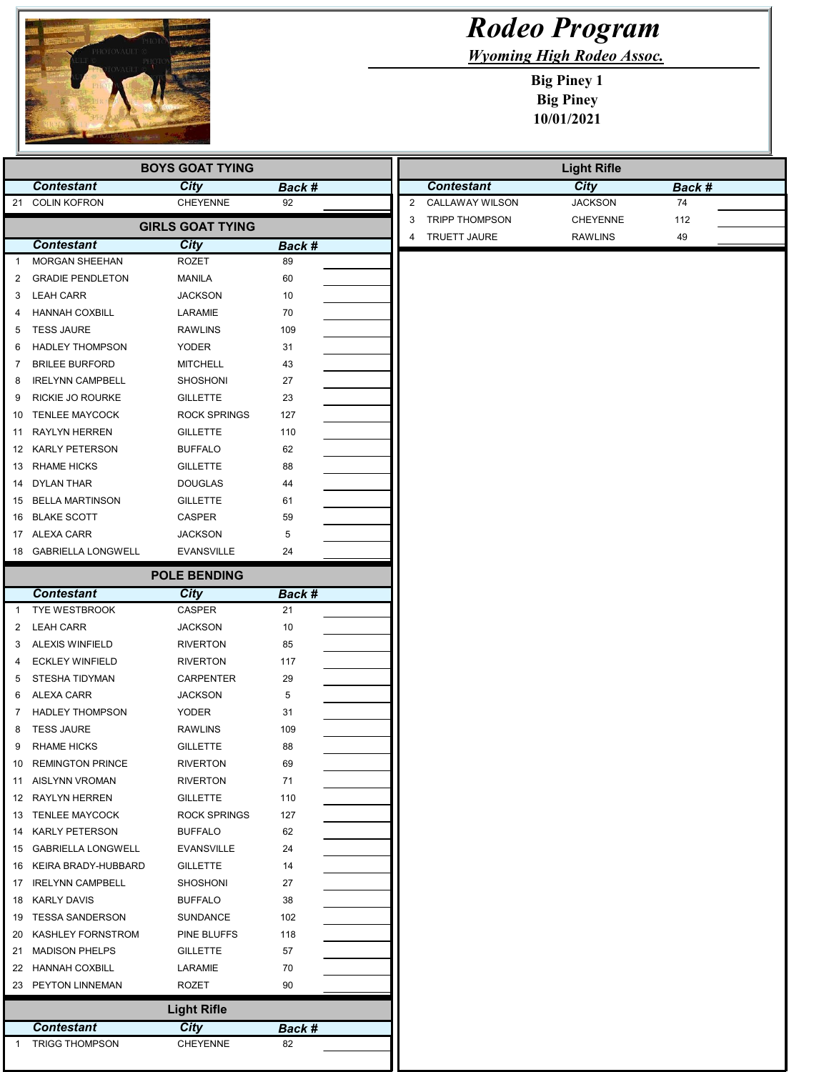# Rodeo Program

*Wyoming High Rodeo Assoc.*

**Big Piney 1**
**Big Piney**
**10/01/2021**

## BOYS GOAT TYING

| | Contestant | City | Back # | |
|---|---|---|---|---|
| 21 | COLIN KOFRON | CHEYENNE | 92 | |

## GIRLS GOAT TYING

| | Contestant | City | Back # | |
|---|---|---|---|---|
| 1 | MORGAN SHEEHAN | ROZET | 89 | |
| 2 | GRADIE PENDLETON | MANILA | 60 | |
| 3 | LEAH CARR | JACKSON | 10 | |
| 4 | HANNAH COXBILL | LARAMIE | 70 | |
| 5 | TESS JAURE | RAWLINS | 109 | |
| 6 | HADLEY THOMPSON | YODER | 31 | |
| 7 | BRILEE BURFORD | MITCHELL | 43 | |
| 8 | IRELYNN CAMPBELL | SHOSHONI | 27 | |
| 9 | RICKIE JO ROURKE | GILLETTE | 23 | |
| 10 | TENLEE MAYCOCK | ROCK SPRINGS | 127 | |
| 11 | RAYLYN HERREN | GILLETTE | 110 | |
| 12 | KARLY PETERSON | BUFFALO | 62 | |
| 13 | RHAME HICKS | GILLETTE | 88 | |
| 14 | DYLAN THAR | DOUGLAS | 44 | |
| 15 | BELLA MARTINSON | GILLETTE | 61 | |
| 16 | BLAKE SCOTT | CASPER | 59 | |
| 17 | ALEXA CARR | JACKSON | 5 | |
| 18 | GABRIELLA LONGWELL | EVANSVILLE | 24 | |

## POLE BENDING

| | Contestant | City | Back # | |
|---|---|---|---|---|
| 1 | TYE WESTBROOK | CASPER | 21 | |
| 2 | LEAH CARR | JACKSON | 10 | |
| 3 | ALEXIS WINFIELD | RIVERTON | 85 | |
| 4 | ECKLEY WINFIELD | RIVERTON | 117 | |
| 5 | STESHA TIDYMAN | CARPENTER | 29 | |
| 6 | ALEXA CARR | JACKSON | 5 | |
| 7 | HADLEY THOMPSON | YODER | 31 | |
| 8 | TESS JAURE | RAWLINS | 109 | |
| 9 | RHAME HICKS | GILLETTE | 88 | |
| 10 | REMINGTON PRINCE | RIVERTON | 69 | |
| 11 | AISLYNN VROMAN | RIVERTON | 71 | |
| 12 | RAYLYN HERREN | GILLETTE | 110 | |
| 13 | TENLEE MAYCOCK | ROCK SPRINGS | 127 | |
| 14 | KARLY PETERSON | BUFFALO | 62 | |
| 15 | GABRIELLA LONGWELL | EVANSVILLE | 24 | |
| 16 | KEIRA BRADY-HUBBARD | GILLETTE | 14 | |
| 17 | IRELYNN CAMPBELL | SHOSHONI | 27 | |
| 18 | KARLY DAVIS | BUFFALO | 38 | |
| 19 | TESSA SANDERSON | SUNDANCE | 102 | |
| 20 | KASHLEY FORNSTROM | PINE BLUFFS | 118 | |
| 21 | MADISON PHELPS | GILLETTE | 57 | |
| 22 | HANNAH COXBILL | LARAMIE | 70 | |
| 23 | PEYTON LINNEMAN | ROZET | 90 | |

## Light Rifle

| | Contestant | City | Back # | |
|---|---|---|---|---|
| 1 | TRIGG THOMPSON | CHEYENNE | 82 | |
| 2 | CALLAWAY WILSON | JACKSON | 74 | |
| 3 | TRIPP THOMPSON | CHEYENNE | 112 | |
| 4 | TRUETT JAURE | RAWLINS | 49 | |